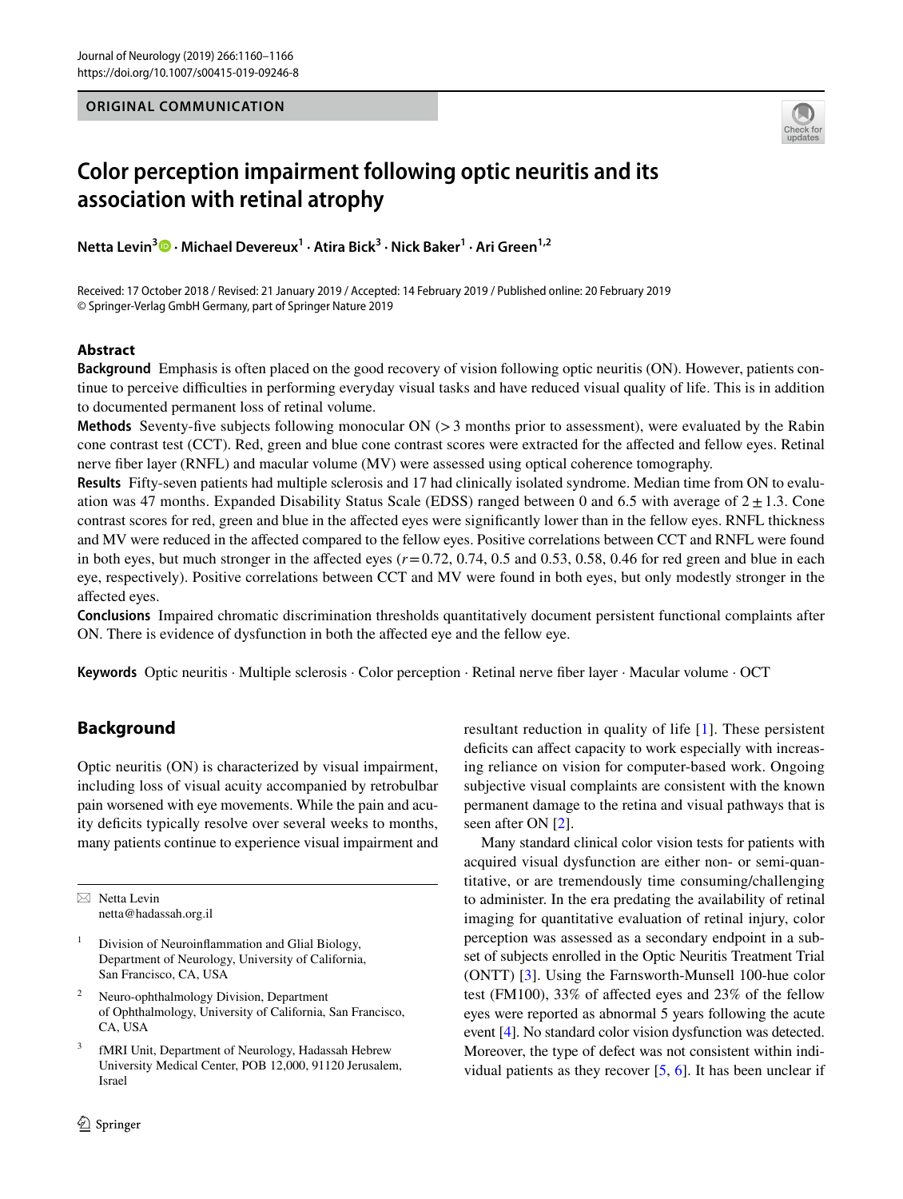ORIGINAL COMMUNICATION

# Color perception impairment following optic neuritis and its association with retinal atrophy

**Netta Levin[3] · Michael Devereux[1] · Atira Bick[3] · Nick Baker[1] · Ari Green[1,2]**

Received: 17 October 2018 / Revised: 21 January 2019 / Accepted: 14 February 2019 / Published online: 20 February 2019
© Springer-Verlag GmbH Germany, part of Springer Nature 2019

## Abstract

**Background** Emphasis is often placed on the good recovery of vision following optic neuritis (ON). However, patients continue to perceive difficulties in performing everyday visual tasks and have reduced visual quality of life. This is in addition to documented permanent loss of retinal volume.

**Methods** Seventy-five subjects following monocular ON (> 3 months prior to assessment), were evaluated by the Rabin cone contrast test (CCT). Red, green and blue cone contrast scores were extracted for the affected and fellow eyes. Retinal nerve fiber layer (RNFL) and macular volume (MV) were assessed using optical coherence tomography.

**Results** Fifty-seven patients had multiple sclerosis and 17 had clinically isolated syndrome. Median time from ON to evaluation was 47 months. Expanded Disability Status Scale (EDSS) ranged between 0 and 6.5 with average of $2 \pm 1.3$. Cone contrast scores for red, green and blue in the affected eyes were significantly lower than in the fellow eyes. RNFL thickness and MV were reduced in the affected compared to the fellow eyes. Positive correlations between CCT and RNFL were found in both eyes, but much stronger in the affected eyes ($r = 0.72$, 0.74, 0.5 and 0.53, 0.58, 0.46 for red green and blue in each eye, respectively). Positive correlations between CCT and MV were found in both eyes, but only modestly stronger in the affected eyes.

**Conclusions** Impaired chromatic discrimination thresholds quantitatively document persistent functional complaints after ON. There is evidence of dysfunction in both the affected eye and the fellow eye.

**Keywords** Optic neuritis · Multiple sclerosis · Color perception · Retinal nerve fiber layer · Macular volume · OCT

## Background

Optic neuritis (ON) is characterized by visual impairment, including loss of visual acuity accompanied by retrobulbar pain worsened with eye movements. While the pain and acuity deficits typically resolve over several weeks to months, many patients continue to experience visual impairment and resultant reduction in quality of life [1]. These persistent deficits can affect capacity to work especially with increasing reliance on vision for computer-based work. Ongoing subjective visual complaints are consistent with the known permanent damage to the retina and visual pathways that is seen after ON [2].

Many standard clinical color vision tests for patients with acquired visual dysfunction are either non- or semi-quantitative, or are tremendously time consuming/challenging to administer. In the era predating the availability of retinal imaging for quantitative evaluation of retinal injury, color perception was assessed as a secondary endpoint in a subset of subjects enrolled in the Optic Neuritis Treatment Trial (ONTT) [3]. Using the Farnsworth-Munsell 100-hue color test (FM100), 33% of affected eyes and 23% of the fellow eyes were reported as abnormal 5 years following the acute event [4]. No standard color vision dysfunction was detected. Moreover, the type of defect was not consistent within individual patients as they recover [5, 6]. It has been unclear if

---

✉ Netta Levin
netta@hadassah.org.il

[1] Division of Neuroinflammation and Glial Biology, Department of Neurology, University of California, San Francisco, CA, USA

[2] Neuro-ophthalmology Division, Department of Ophthalmology, University of California, San Francisco, CA, USA

[3] fMRI Unit, Department of Neurology, Hadassah Hebrew University Medical Center, POB 12,000, 91120 Jerusalem, Israel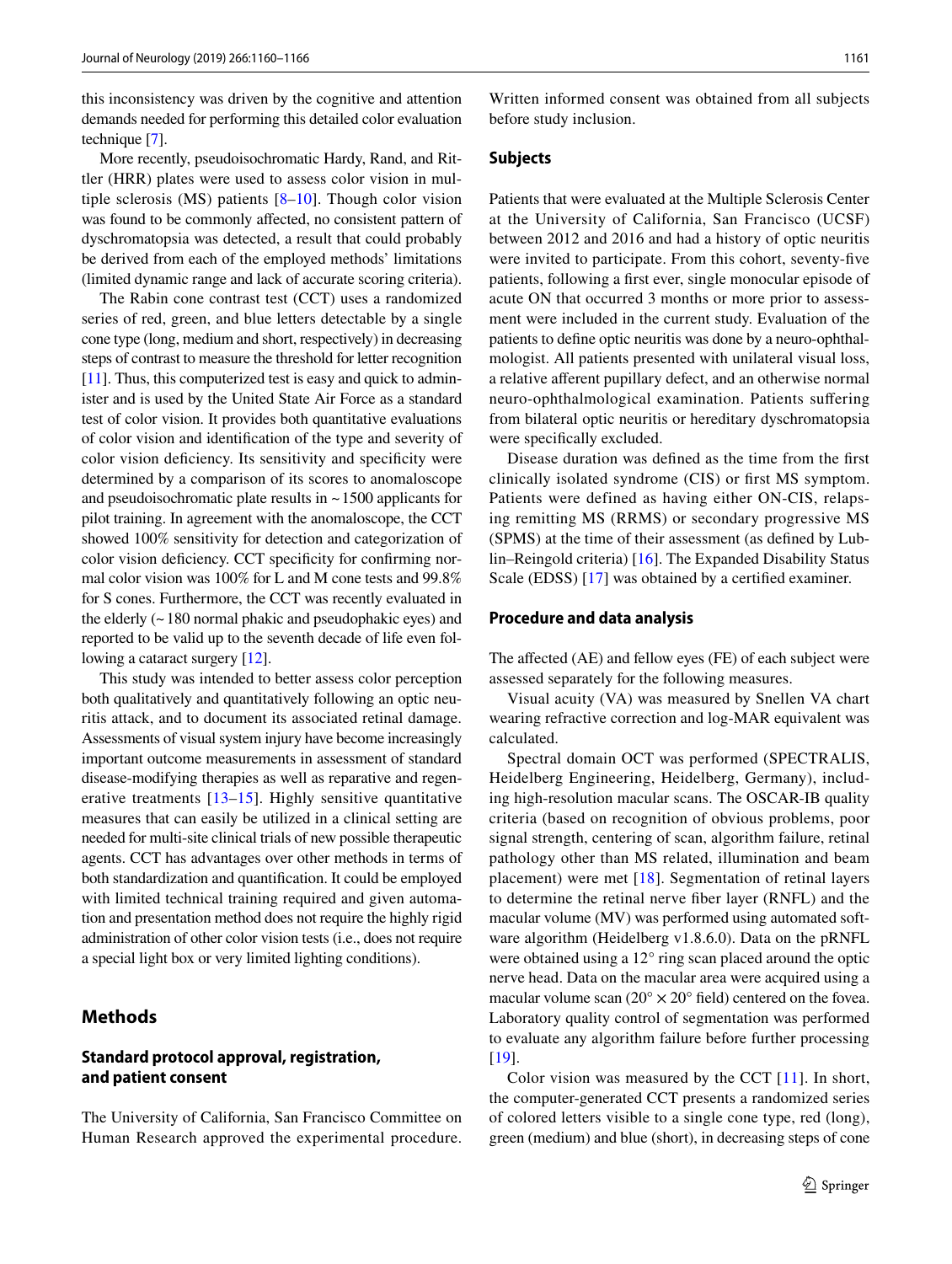this inconsistency was driven by the cognitive and attention demands needed for performing this detailed color evaluation technique [7].

More recently, pseudoisochromatic Hardy, Rand, and Rittler (HRR) plates were used to assess color vision in multiple sclerosis (MS) patients [8–10]. Though color vision was found to be commonly affected, no consistent pattern of dyschromatopsia was detected, a result that could probably be derived from each of the employed methods' limitations (limited dynamic range and lack of accurate scoring criteria).

The Rabin cone contrast test (CCT) uses a randomized series of red, green, and blue letters detectable by a single cone type (long, medium and short, respectively) in decreasing steps of contrast to measure the threshold for letter recognition [11]. Thus, this computerized test is easy and quick to administer and is used by the United State Air Force as a standard test of color vision. It provides both quantitative evaluations of color vision and identification of the type and severity of color vision deficiency. Its sensitivity and specificity were determined by a comparison of its scores to anomaloscope and pseudoisochromatic plate results in ~1500 applicants for pilot training. In agreement with the anomaloscope, the CCT showed 100% sensitivity for detection and categorization of color vision deficiency. CCT specificity for confirming normal color vision was 100% for L and M cone tests and 99.8% for S cones. Furthermore, the CCT was recently evaluated in the elderly (~180 normal phakic and pseudophakic eyes) and reported to be valid up to the seventh decade of life even following a cataract surgery [12].

This study was intended to better assess color perception both qualitatively and quantitatively following an optic neuritis attack, and to document its associated retinal damage. Assessments of visual system injury have become increasingly important outcome measurements in assessment of standard disease-modifying therapies as well as reparative and regenerative treatments [13–15]. Highly sensitive quantitative measures that can easily be utilized in a clinical setting are needed for multi-site clinical trials of new possible therapeutic agents. CCT has advantages over other methods in terms of both standardization and quantification. It could be employed with limited technical training required and given automation and presentation method does not require the highly rigid administration of other color vision tests (i.e., does not require a special light box or very limited lighting conditions).

## Methods

### Standard protocol approval, registration, and patient consent

The University of California, San Francisco Committee on Human Research approved the experimental procedure. Written informed consent was obtained from all subjects before study inclusion.

### Subjects

Patients that were evaluated at the Multiple Sclerosis Center at the University of California, San Francisco (UCSF) between 2012 and 2016 and had a history of optic neuritis were invited to participate. From this cohort, seventy-five patients, following a first ever, single monocular episode of acute ON that occurred 3 months or more prior to assessment were included in the current study. Evaluation of the patients to define optic neuritis was done by a neuro-ophthalmologist. All patients presented with unilateral visual loss, a relative afferent pupillary defect, and an otherwise normal neuro-ophthalmological examination. Patients suffering from bilateral optic neuritis or hereditary dyschromatopsia were specifically excluded.

Disease duration was defined as the time from the first clinically isolated syndrome (CIS) or first MS symptom. Patients were defined as having either ON-CIS, relapsing remitting MS (RRMS) or secondary progressive MS (SPMS) at the time of their assessment (as defined by Lublin–Reingold criteria) [16]. The Expanded Disability Status Scale (EDSS) [17] was obtained by a certified examiner.

### Procedure and data analysis

The affected (AE) and fellow eyes (FE) of each subject were assessed separately for the following measures.

Visual acuity (VA) was measured by Snellen VA chart wearing refractive correction and log-MAR equivalent was calculated.

Spectral domain OCT was performed (SPECTRALIS, Heidelberg Engineering, Heidelberg, Germany), including high-resolution macular scans. The OSCAR-IB quality criteria (based on recognition of obvious problems, poor signal strength, centering of scan, algorithm failure, retinal pathology other than MS related, illumination and beam placement) were met [18]. Segmentation of retinal layers to determine the retinal nerve fiber layer (RNFL) and the macular volume (MV) was performed using automated software algorithm (Heidelberg v1.8.6.0). Data on the pRNFL were obtained using a 12° ring scan placed around the optic nerve head. Data on the macular area were acquired using a macular volume scan (20° × 20° field) centered on the fovea. Laboratory quality control of segmentation was performed to evaluate any algorithm failure before further processing [19].

Color vision was measured by the CCT [11]. In short, the computer-generated CCT presents a randomized series of colored letters visible to a single cone type, red (long), green (medium) and blue (short), in decreasing steps of cone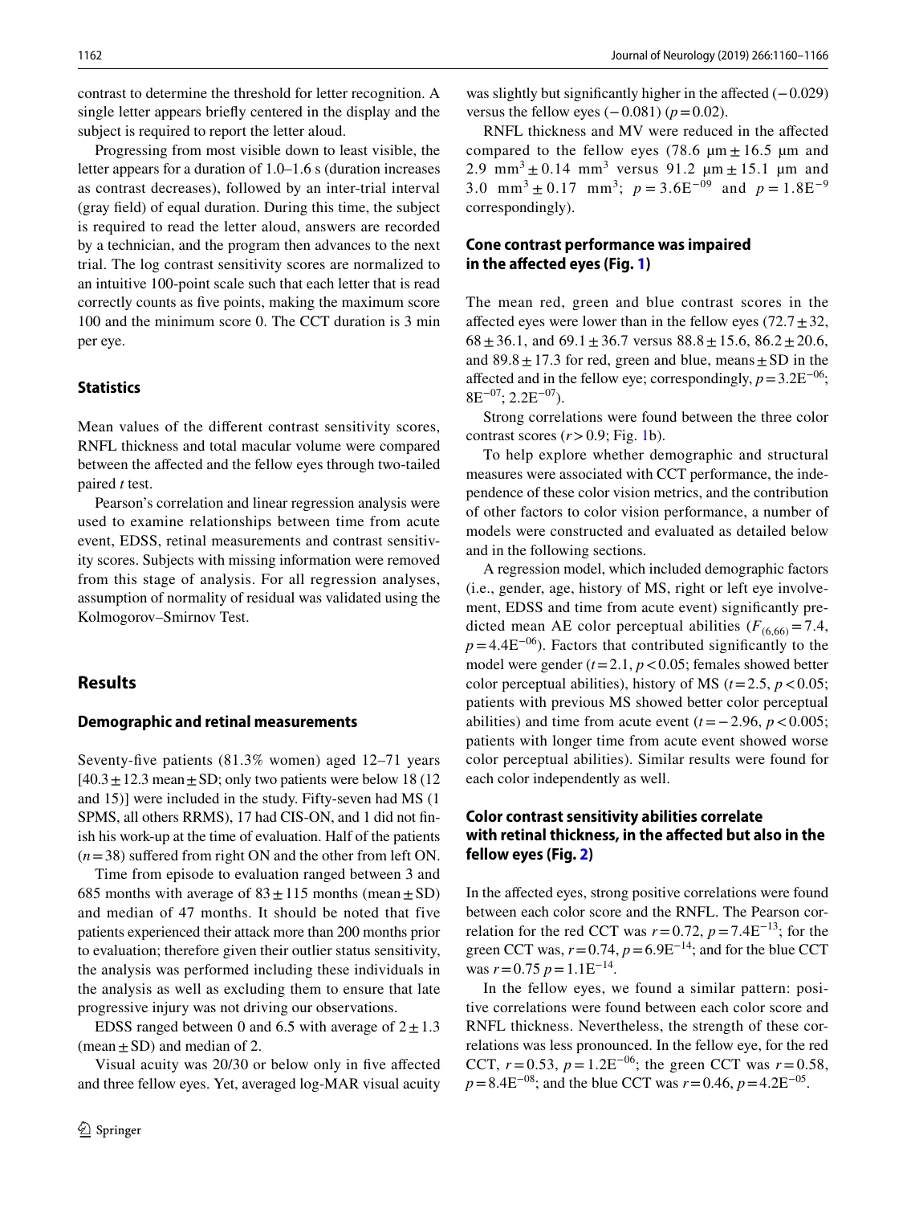contrast to determine the threshold for letter recognition. A single letter appears briefly centered in the display and the subject is required to report the letter aloud.

Progressing from most visible down to least visible, the letter appears for a duration of 1.0–1.6 s (duration increases as contrast decreases), followed by an inter-trial interval (gray field) of equal duration. During this time, the subject is required to read the letter aloud, answers are recorded by a technician, and the program then advances to the next trial. The log contrast sensitivity scores are normalized to an intuitive 100-point scale such that each letter that is read correctly counts as five points, making the maximum score 100 and the minimum score 0. The CCT duration is 3 min per eye.

### Statistics

Mean values of the different contrast sensitivity scores, RNFL thickness and total macular volume were compared between the affected and the fellow eyes through two-tailed paired *t* test.

Pearson's correlation and linear regression analysis were used to examine relationships between time from acute event, EDSS, retinal measurements and contrast sensitivity scores. Subjects with missing information were removed from this stage of analysis. For all regression analyses, assumption of normality of residual was validated using the Kolmogorov–Smirnov Test.

## Results

### Demographic and retinal measurements

Seventy-five patients (81.3% women) aged 12–71 years [40.3 ± 12.3 mean ± SD; only two patients were below 18 (12 and 15)] were included in the study. Fifty-seven had MS (1 SPMS, all others RRMS), 17 had CIS-ON, and 1 did not finish his work-up at the time of evaluation. Half of the patients ($n = 38$) suffered from right ON and the other from left ON.

Time from episode to evaluation ranged between 3 and 685 months with average of 83 ± 115 months (mean ± SD) and median of 47 months. It should be noted that five patients experienced their attack more than 200 months prior to evaluation; therefore given their outlier status sensitivity, the analysis was performed including these individuals in the analysis as well as excluding them to ensure that late progressive injury was not driving our observations.

EDSS ranged between 0 and 6.5 with average of 2 ± 1.3 (mean ± SD) and median of 2.

Visual acuity was 20/30 or below only in five affected and three fellow eyes. Yet, averaged log-MAR visual acuity was slightly but significantly higher in the affected (− 0.029) versus the fellow eyes (− 0.081) ($p = 0.02$).

RNFL thickness and MV were reduced in the affected compared to the fellow eyes (78.6 μm ± 16.5 μm and 2.9 mm$^3$ ± 0.14 mm$^3$ versus 91.2 μm ± 15.1 μm and 3.0 mm$^3$ ± 0.17 mm$^3$; $p = 3.6E^{-09}$ and $p = 1.8E^{-9}$ correspondingly).

### Cone contrast performance was impaired in the affected eyes (Fig. 1)

The mean red, green and blue contrast scores in the affected eyes were lower than in the fellow eyes (72.7 ± 32, 68 ± 36.1, and 69.1 ± 36.7 versus 88.8 ± 15.6, 86.2 ± 20.6, and 89.8 ± 17.3 for red, green and blue, means ± SD in the affected and in the fellow eye; correspondingly, $p = 3.2E^{-06}$; $8E^{-07}$; $2.2E^{-07}$).

Strong correlations were found between the three color contrast scores ($r > 0.9$; Fig. 1b).

To help explore whether demographic and structural measures were associated with CCT performance, the independence of these color vision metrics, and the contribution of other factors to color vision performance, a number of models were constructed and evaluated as detailed below and in the following sections.

A regression model, which included demographic factors (i.e., gender, age, history of MS, right or left eye involvement, EDSS and time from acute event) significantly predicted mean AE color perceptual abilities ($F_{(6,66)} = 7.4$, $p = 4.4E^{-06}$). Factors that contributed significantly to the model were gender ($t = 2.1$, $p < 0.05$; females showed better color perceptual abilities), history of MS ($t = 2.5$, $p < 0.05$; patients with previous MS showed better color perceptual abilities) and time from acute event ($t = -2.96$, $p < 0.005$; patients with longer time from acute event showed worse color perceptual abilities). Similar results were found for each color independently as well.

### Color contrast sensitivity abilities correlate with retinal thickness, in the affected but also in the fellow eyes (Fig. 2)

In the affected eyes, strong positive correlations were found between each color score and the RNFL. The Pearson correlation for the red CCT was $r = 0.72$, $p = 7.4E^{-13}$; for the green CCT was, $r = 0.74$, $p = 6.9E^{-14}$; and for the blue CCT was $r = 0.75$ $p = 1.1E^{-14}$.

In the fellow eyes, we found a similar pattern: positive correlations were found between each color score and RNFL thickness. Nevertheless, the strength of these correlations was less pronounced. In the fellow eye, for the red CCT, $r = 0.53$, $p = 1.2E^{-06}$; the green CCT was $r = 0.58$, $p = 8.4E^{-08}$; and the blue CCT was $r = 0.46$, $p = 4.2E^{-05}$.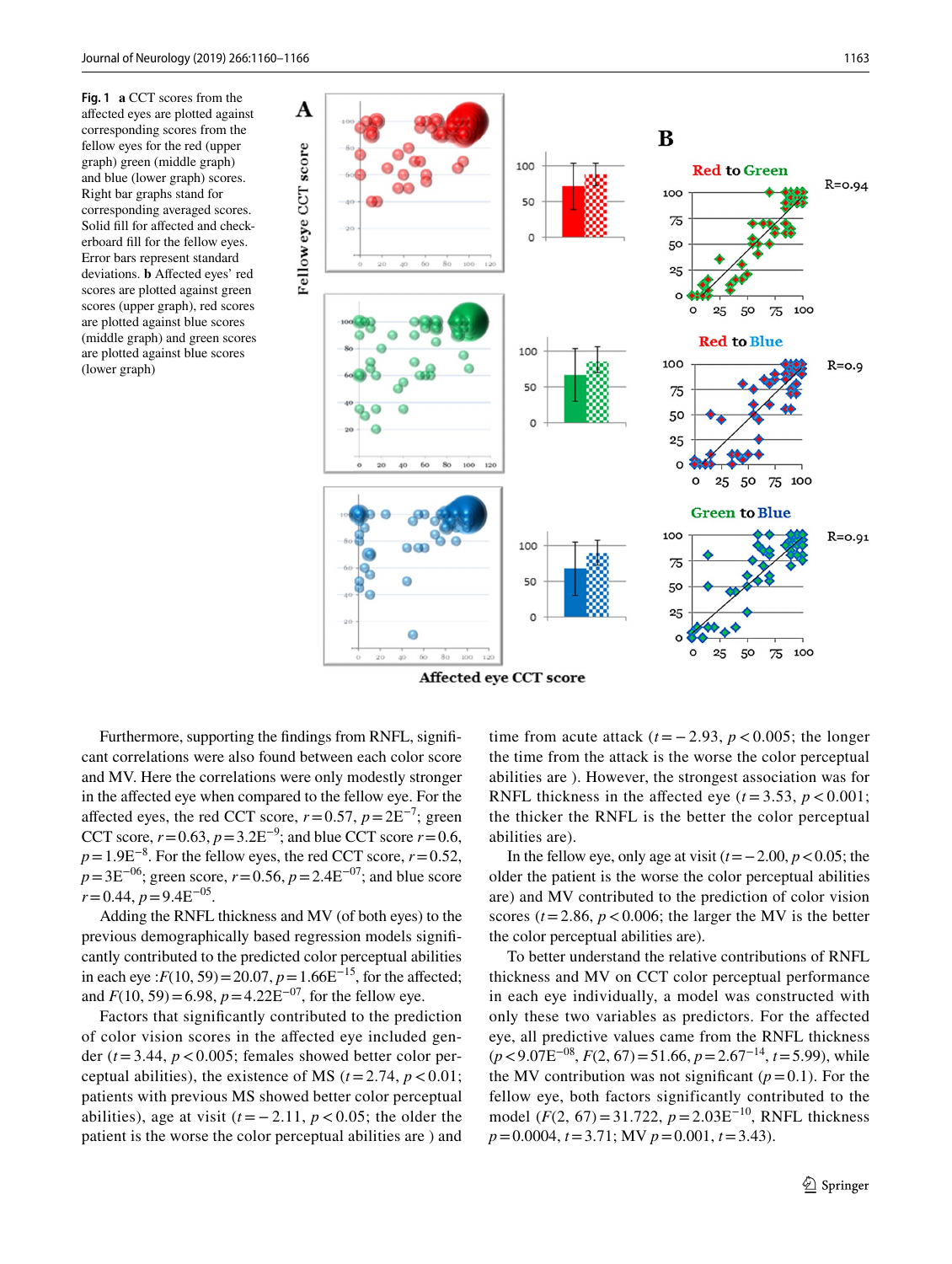**Fig. 1** **a** CCT scores from the affected eyes are plotted against corresponding scores from the fellow eyes for the red (upper graph) green (middle graph) and blue (lower graph) scores. Right bar graphs stand for corresponding averaged scores. Solid fill for affected and checkerboard fill for the fellow eyes. Error bars represent standard deviations. **b** Affected eyes' red scores are plotted against green scores (upper graph), red scores are plotted against blue scores (middle graph) and green scores are plotted against blue scores (lower graph)

Furthermore, supporting the findings from RNFL, significant correlations were also found between each color score and MV. Here the correlations were only modestly stronger in the affected eye when compared to the fellow eye. For the affected eyes, the red CCT score, $r = 0.57$, $p = 2E^{-7}$; green CCT score, $r = 0.63$, $p = 3.2E^{-9}$; and blue CCT score $r = 0.6$, $p = 1.9E^{-8}$. For the fellow eyes, the red CCT score, $r = 0.52$, $p = 3E^{-06}$; green score, $r = 0.56$, $p = 2.4E^{-07}$; and blue score $r = 0.44$, $p = 9.4E^{-05}$.

Adding the RNFL thickness and MV (of both eyes) to the previous demographically based regression models significantly contributed to the predicted color perceptual abilities in each eye :$F(10, 59) = 20.07$, $p = 1.66E^{-15}$, for the affected; and $F(10, 59) = 6.98$, $p = 4.22E^{-07}$, for the fellow eye.

Factors that significantly contributed to the prediction of color vision scores in the affected eye included gender ($t = 3.44$, $p < 0.005$; females showed better color perceptual abilities), the existence of MS ($t = 2.74$, $p < 0.01$; patients with previous MS showed better color perceptual abilities), age at visit ($t = -2.11$, $p < 0.05$; the older the patient is the worse the color perceptual abilities are ) and time from acute attack ($t = -2.93$, $p < 0.005$; the longer the time from the attack is the worse the color perceptual abilities are ). However, the strongest association was for RNFL thickness in the affected eye ($t = 3.53$, $p < 0.001$; the thicker the RNFL is the better the color perceptual abilities are).

In the fellow eye, only age at visit ($t = -2.00$, $p < 0.05$; the older the patient is the worse the color perceptual abilities are) and MV contributed to the prediction of color vision scores ($t = 2.86$, $p < 0.006$; the larger the MV is the better the color perceptual abilities are).

To better understand the relative contributions of RNFL thickness and MV on CCT color perceptual performance in each eye individually, a model was constructed with only these two variables as predictors. For the affected eye, all predictive values came from the RNFL thickness ($p < 9.07E^{-08}$, $F(2, 67) = 51.66$, $p = 2.67^{-14}$, $t = 5.99$), while the MV contribution was not significant ($p = 0.1$). For the fellow eye, both factors significantly contributed to the model ($F(2, 67) = 31.722$, $p = 2.03E^{-10}$, RNFL thickness $p = 0.0004$, $t = 3.71$; MV $p = 0.001$, $t = 3.43$).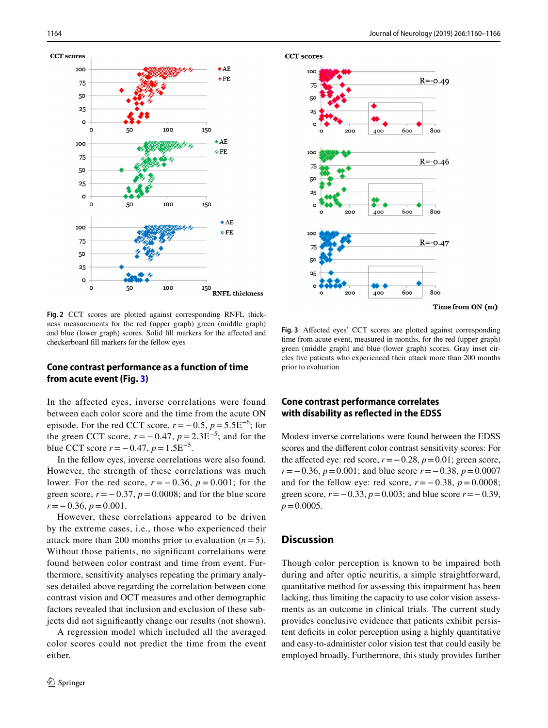Fig. 2 CCT scores are plotted against corresponding RNFL thickness measurements for the red (upper graph) green (middle graph) and blue (lower graph) scores. Solid fill markers for the affected and checkerboard fill markers for the fellow eyes

Fig. 3 Affected eyes' CCT scores are plotted against corresponding time from acute event, measured in months, for the red (upper graph) green (middle graph) and blue (lower graph) scores. Gray inset circles five patients who experienced their attack more than 200 months prior to evaluation

## Cone contrast performance as a function of time from acute event (Fig. 3)

In the affected eyes, inverse correlations were found between each color score and the time from the acute ON episode. For the red CCT score, $r = -0.5$, $p = 5.5E^{-6}$; for the green CCT score, $r = -0.47$, $p = 2.3E^{-5}$; and for the blue CCT score $r = -0.47$, $p = 1.5E^{-5}$.

In the fellow eyes, inverse correlations were also found. However, the strength of these correlations was much lower. For the red score, $r = -0.36$, $p = 0.001$; for the green score, $r = -0.37$, $p = 0.0008$; and for the blue score $r = -0.36$, $p = 0.001$.

However, these correlations appeared to be driven by the extreme cases, i.e., those who experienced their attack more than 200 months prior to evaluation ($n = 5$). Without those patients, no significant correlations were found between color contrast and time from event. Furthermore, sensitivity analyses repeating the primary analyses detailed above regarding the correlation between cone contrast vision and OCT measures and other demographic factors revealed that inclusion and exclusion of these subjects did not significantly change our results (not shown).

A regression model which included all the averaged color scores could not predict the time from the event either.

## Cone contrast performance correlates with disability as reflected in the EDSS

Modest inverse correlations were found between the EDSS scores and the different color contrast sensitivity scores: For the affected eye: red score, $r = -0.28$, $p = 0.01$; green score, $r = -0.36$, $p = 0.001$; and blue score $r = -0.38$, $p = 0.0007$ and for the fellow eye: red score, $r = -0.38$, $p = 0.0008$; green score, $r = -0.33$, $p = 0.003$; and blue score $r = -0.39$, $p = 0.0005$.

# Discussion

Though color perception is known to be impaired both during and after optic neuritis, a simple straightforward, quantitative method for assessing this impairment has been lacking, thus limiting the capacity to use color vision assessments as an outcome in clinical trials. The current study provides conclusive evidence that patients exhibit persistent deficits in color perception using a highly quantitative and easy-to-administer color vision test that could easily be employed broadly. Furthermore, this study provides further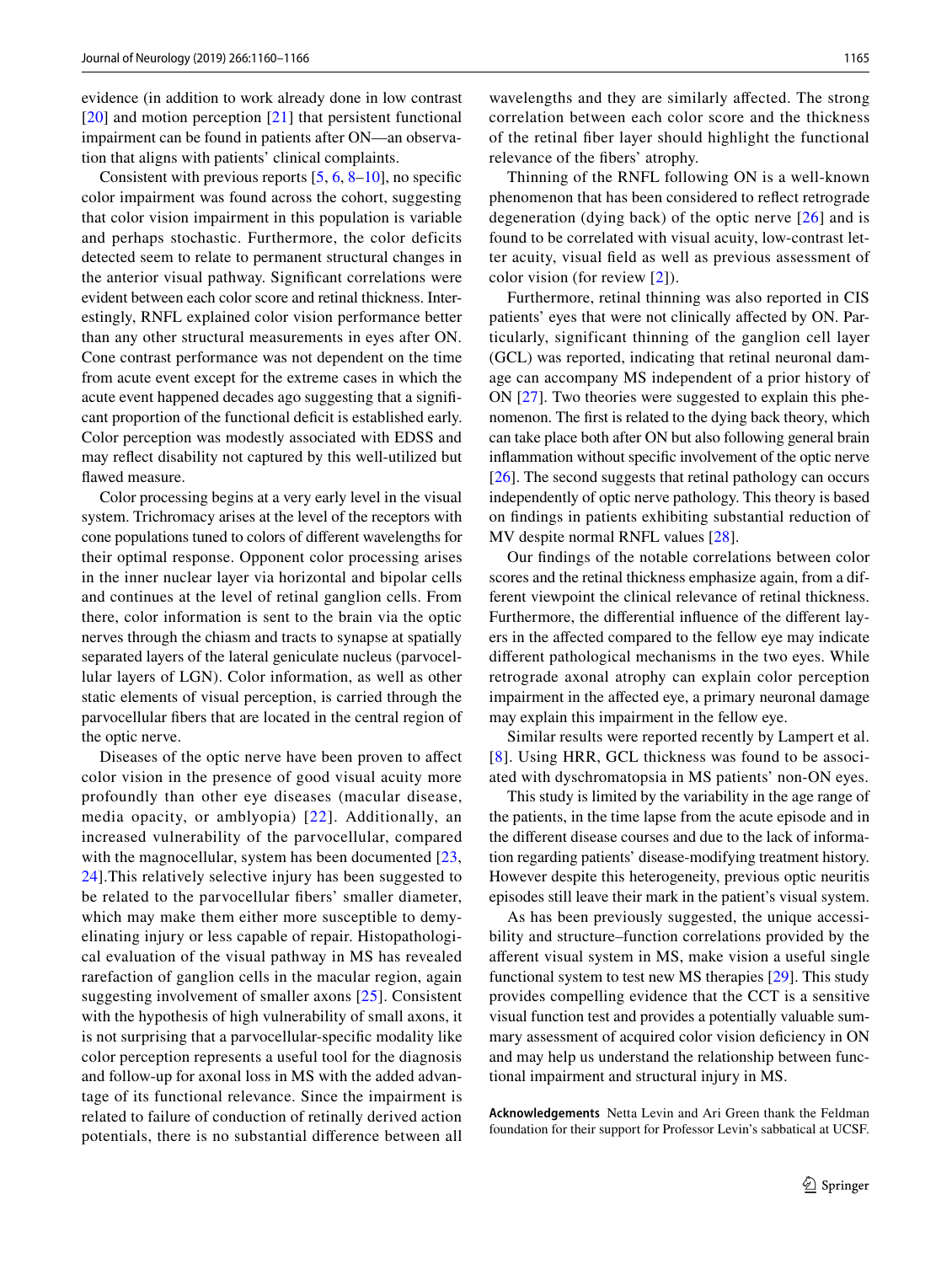evidence (in addition to work already done in low contrast [20] and motion perception [21] that persistent functional impairment can be found in patients after ON—an observation that aligns with patients' clinical complaints.

Consistent with previous reports [5, 6, 8–10], no specific color impairment was found across the cohort, suggesting that color vision impairment in this population is variable and perhaps stochastic. Furthermore, the color deficits detected seem to relate to permanent structural changes in the anterior visual pathway. Significant correlations were evident between each color score and retinal thickness. Interestingly, RNFL explained color vision performance better than any other structural measurements in eyes after ON. Cone contrast performance was not dependent on the time from acute event except for the extreme cases in which the acute event happened decades ago suggesting that a significant proportion of the functional deficit is established early. Color perception was modestly associated with EDSS and may reflect disability not captured by this well-utilized but flawed measure.

Color processing begins at a very early level in the visual system. Trichromacy arises at the level of the receptors with cone populations tuned to colors of different wavelengths for their optimal response. Opponent color processing arises in the inner nuclear layer via horizontal and bipolar cells and continues at the level of retinal ganglion cells. From there, color information is sent to the brain via the optic nerves through the chiasm and tracts to synapse at spatially separated layers of the lateral geniculate nucleus (parvocellular layers of LGN). Color information, as well as other static elements of visual perception, is carried through the parvocellular fibers that are located in the central region of the optic nerve.

Diseases of the optic nerve have been proven to affect color vision in the presence of good visual acuity more profoundly than other eye diseases (macular disease, media opacity, or amblyopia) [22]. Additionally, an increased vulnerability of the parvocellular, compared with the magnocellular, system has been documented [23, 24].This relatively selective injury has been suggested to be related to the parvocellular fibers' smaller diameter, which may make them either more susceptible to demyelinating injury or less capable of repair. Histopathological evaluation of the visual pathway in MS has revealed rarefaction of ganglion cells in the macular region, again suggesting involvement of smaller axons [25]. Consistent with the hypothesis of high vulnerability of small axons, it is not surprising that a parvocellular-specific modality like color perception represents a useful tool for the diagnosis and follow-up for axonal loss in MS with the added advantage of its functional relevance. Since the impairment is related to failure of conduction of retinally derived action potentials, there is no substantial difference between all wavelengths and they are similarly affected. The strong correlation between each color score and the thickness of the retinal fiber layer should highlight the functional relevance of the fibers' atrophy.

Thinning of the RNFL following ON is a well-known phenomenon that has been considered to reflect retrograde degeneration (dying back) of the optic nerve [26] and is found to be correlated with visual acuity, low-contrast letter acuity, visual field as well as previous assessment of color vision (for review [2]).

Furthermore, retinal thinning was also reported in CIS patients' eyes that were not clinically affected by ON. Particularly, significant thinning of the ganglion cell layer (GCL) was reported, indicating that retinal neuronal damage can accompany MS independent of a prior history of ON [27]. Two theories were suggested to explain this phenomenon. The first is related to the dying back theory, which can take place both after ON but also following general brain inflammation without specific involvement of the optic nerve [26]. The second suggests that retinal pathology can occurs independently of optic nerve pathology. This theory is based on findings in patients exhibiting substantial reduction of MV despite normal RNFL values [28].

Our findings of the notable correlations between color scores and the retinal thickness emphasize again, from a different viewpoint the clinical relevance of retinal thickness. Furthermore, the differential influence of the different layers in the affected compared to the fellow eye may indicate different pathological mechanisms in the two eyes. While retrograde axonal atrophy can explain color perception impairment in the affected eye, a primary neuronal damage may explain this impairment in the fellow eye.

Similar results were reported recently by Lampert et al. [8]. Using HRR, GCL thickness was found to be associated with dyschromatopsia in MS patients' non-ON eyes.

This study is limited by the variability in the age range of the patients, in the time lapse from the acute episode and in the different disease courses and due to the lack of information regarding patients' disease-modifying treatment history. However despite this heterogeneity, previous optic neuritis episodes still leave their mark in the patient's visual system.

As has been previously suggested, the unique accessibility and structure–function correlations provided by the afferent visual system in MS, make vision a useful single functional system to test new MS therapies [29]. This study provides compelling evidence that the CCT is a sensitive visual function test and provides a potentially valuable summary assessment of acquired color vision deficiency in ON and may help us understand the relationship between functional impairment and structural injury in MS.

**Acknowledgements** Netta Levin and Ari Green thank the Feldman foundation for their support for Professor Levin's sabbatical at UCSF.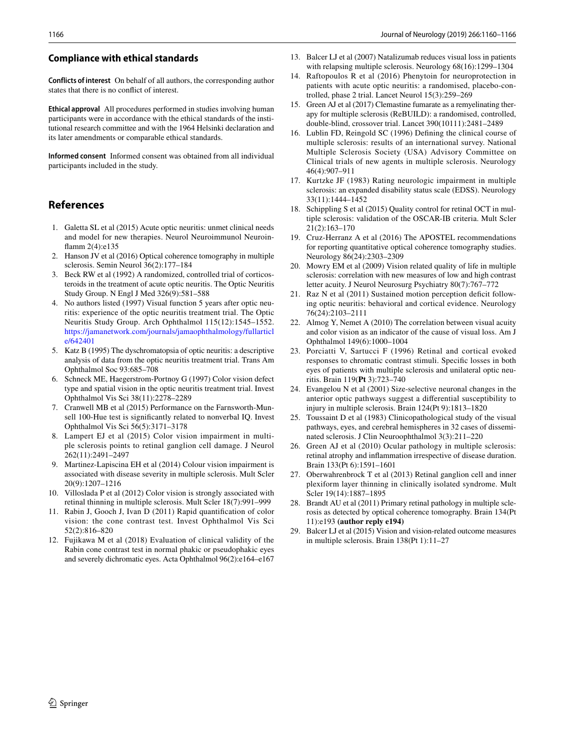## Compliance with ethical standards

**Conflicts of interest** On behalf of all authors, the corresponding author states that there is no conflict of interest.

**Ethical approval** All procedures performed in studies involving human participants were in accordance with the ethical standards of the institutional research committee and with the 1964 Helsinki declaration and its later amendments or comparable ethical standards.

**Informed consent** Informed consent was obtained from all individual participants included in the study.

## References

1. Galetta SL et al (2015) Acute optic neuritis: unmet clinical needs and model for new therapies. Neurol Neuroimmunol Neuroinflamm 2(4):e135
2. Hanson JV et al (2016) Optical coherence tomography in multiple sclerosis. Semin Neurol 36(2):177–184
3. Beck RW et al (1992) A randomized, controlled trial of corticosteroids in the treatment of acute optic neuritis. The Optic Neuritis Study Group. N Engl J Med 326(9):581–588
4. No authors listed (1997) Visual function 5 years after optic neuritis: experience of the optic neuritis treatment trial. The Optic Neuritis Study Group. Arch Ophthalmol 115(12):1545–1552. https://jamanetwork.com/journals/jamaophthalmology/fullarticle/642401
5. Katz B (1995) The dyschromatopsia of optic neuritis: a descriptive analysis of data from the optic neuritis treatment trial. Trans Am Ophthalmol Soc 93:685–708
6. Schneck ME, Haegerstrom-Portnoy G (1997) Color vision defect type and spatial vision in the optic neuritis treatment trial. Invest Ophthalmol Vis Sci 38(11):2278–2289
7. Cranwell MB et al (2015) Performance on the Farnsworth-Munsell 100-Hue test is significantly related to nonverbal IQ. Invest Ophthalmol Vis Sci 56(5):3171–3178
8. Lampert EJ et al (2015) Color vision impairment in multiple sclerosis points to retinal ganglion cell damage. J Neurol 262(11):2491–2497
9. Martinez-Lapiscina EH et al (2014) Colour vision impairment is associated with disease severity in multiple sclerosis. Mult Scler 20(9):1207–1216
10. Villoslada P et al (2012) Color vision is strongly associated with retinal thinning in multiple sclerosis. Mult Scler 18(7):991–999
11. Rabin J, Gooch J, Ivan D (2011) Rapid quantification of color vision: the cone contrast test. Invest Ophthalmol Vis Sci 52(2):816–820
12. Fujikawa M et al (2018) Evaluation of clinical validity of the Rabin cone contrast test in normal phakic or pseudophakic eyes and severely dichromatic eyes. Acta Ophthalmol 96(2):e164–e167
13. Balcer LJ et al (2007) Natalizumab reduces visual loss in patients with relapsing multiple sclerosis. Neurology 68(16):1299–1304
14. Raftopoulos R et al (2016) Phenytoin for neuroprotection in patients with acute optic neuritis: a randomised, placebo-controlled, phase 2 trial. Lancet Neurol 15(3):259–269
15. Green AJ et al (2017) Clemastine fumarate as a remyelinating therapy for multiple sclerosis (ReBUILD): a randomised, controlled, double-blind, crossover trial. Lancet 390(10111):2481–2489
16. Lublin FD, Reingold SC (1996) Defining the clinical course of multiple sclerosis: results of an international survey. National Multiple Sclerosis Society (USA) Advisory Committee on Clinical trials of new agents in multiple sclerosis. Neurology 46(4):907–911
17. Kurtzke JF (1983) Rating neurologic impairment in multiple sclerosis: an expanded disability status scale (EDSS). Neurology 33(11):1444–1452
18. Schippling S et al (2015) Quality control for retinal OCT in multiple sclerosis: validation of the OSCAR-IB criteria. Mult Scler 21(2):163–170
19. Cruz-Herranz A et al (2016) The APOSTEL recommendations for reporting quantitative optical coherence tomography studies. Neurology 86(24):2303–2309
20. Mowry EM et al (2009) Vision related quality of life in multiple sclerosis: correlation with new measures of low and high contrast letter acuity. J Neurol Neurosurg Psychiatry 80(7):767–772
21. Raz N et al (2011) Sustained motion perception deficit following optic neuritis: behavioral and cortical evidence. Neurology 76(24):2103–2111
22. Almog Y, Nemet A (2010) The correlation between visual acuity and color vision as an indicator of the cause of visual loss. Am J Ophthalmol 149(6):1000–1004
23. Porciatti V, Sartucci F (1996) Retinal and cortical evoked responses to chromatic contrast stimuli. Specific losses in both eyes of patients with multiple sclerosis and unilateral optic neuritis. Brain 119(**Pt** 3):723–740
24. Evangelou N et al (2001) Size-selective neuronal changes in the anterior optic pathways suggest a differential susceptibility to injury in multiple sclerosis. Brain 124(Pt 9):1813–1820
25. Toussaint D et al (1983) Clinicopathological study of the visual pathways, eyes, and cerebral hemispheres in 32 cases of disseminated sclerosis. J Clin Neuroophthalmol 3(3):211–220
26. Green AJ et al (2010) Ocular pathology in multiple sclerosis: retinal atrophy and inflammation irrespective of disease duration. Brain 133(Pt 6):1591–1601
27. Oberwahrenbrock T et al (2013) Retinal ganglion cell and inner plexiform layer thinning in clinically isolated syndrome. Mult Scler 19(14):1887–1895
28. Brandt AU et al (2011) Primary retinal pathology in multiple sclerosis as detected by optical coherence tomography. Brain 134(Pt 11):e193 **(author reply e194)**
29. Balcer LJ et al (2015) Vision and vision-related outcome measures in multiple sclerosis. Brain 138(Pt 1):11–27